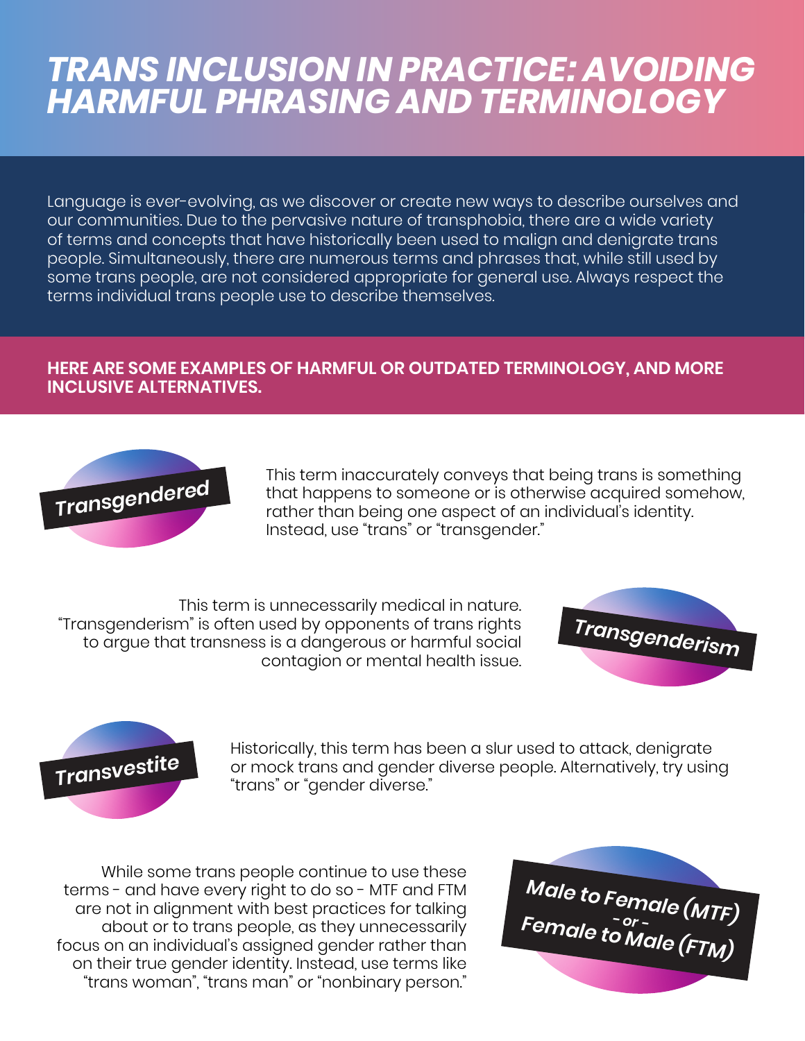# TRANS INCLUSION IN PRACTICE: AVOIDING HARMFUL PHRASING AND TERMINOLOGY

Language is ever-evolving, as we discover or create new ways to describe ourselves and our communities. Due to the pervasive nature of transphobia, there are a wide variety of terms and concepts that have historically been used to malign and denigrate trans people. Simultaneously, there are numerous terms and phrases that, while still used by some trans people, are not considered appropriate for general use. Always respect the terms individual trans people use to describe themselves.

**HERE ARE SOME EXAMPLES OF HARMFUL OR OUTDATED TERMINOLOGY, AND MORE INCLUSIVE ALTERNATIVES.**

***Transgendered***

This term inaccurately conveys that being trans is something that happens to someone or is otherwise acquired somehow, rather than being one aspect of an individual's identity. Instead, use "trans" or "transgender."

***Transgenderism***

This term is unnecessarily medical in nature. "Transgenderism" is often used by opponents of trans rights to argue that transness is a dangerous or harmful social contagion or mental health issue.

***Transvestite***

Historically, this term has been a slur used to attack, denigrate or mock trans and gender diverse people. Alternatively, try using "trans" or "gender diverse."

***Male to Female (MTF) - or - Female to Male (FTM)***

While some trans people continue to use these terms - and have every right to do so - MTF and FTM are not in alignment with best practices for talking about or to trans people, as they unnecessarily focus on an individual's assigned gender rather than on their true gender identity. Instead, use terms like "trans woman", "trans man" or "nonbinary person."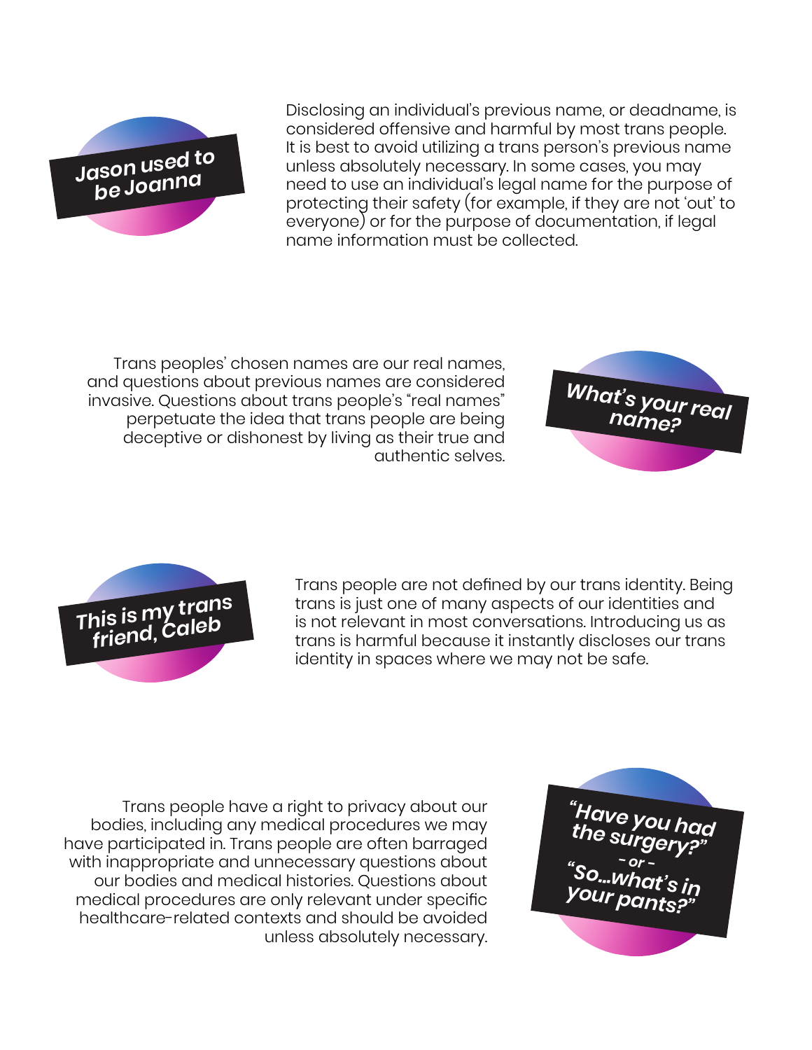**Jason used to be Joanna**

Disclosing an individual's previous name, or deadname, is considered offensive and harmful by most trans people. It is best to avoid utilizing a trans person's previous name unless absolutely necessary. In some cases, you may need to use an individual's legal name for the purpose of protecting their safety (for example, if they are not 'out' to everyone) or for the purpose of documentation, if legal name information must be collected.

**What's your real name?**

Trans peoples' chosen names are our real names, and questions about previous names are considered invasive. Questions about trans people's "real names" perpetuate the idea that trans people are being deceptive or dishonest by living as their true and authentic selves.

**This is my trans friend, Caleb**

Trans people are not defined by our trans identity. Being trans is just one of many aspects of our identities and is not relevant in most conversations. Introducing us as trans is harmful because it instantly discloses our trans identity in spaces where we may not be safe.

**"Have you had the surgery?"**
**- or -**
**"So...what's in your pants?"**

Trans people have a right to privacy about our bodies, including any medical procedures we may have participated in. Trans people are often barraged with inappropriate and unnecessary questions about our bodies and medical histories. Questions about medical procedures are only relevant under specific healthcare-related contexts and should be avoided unless absolutely necessary.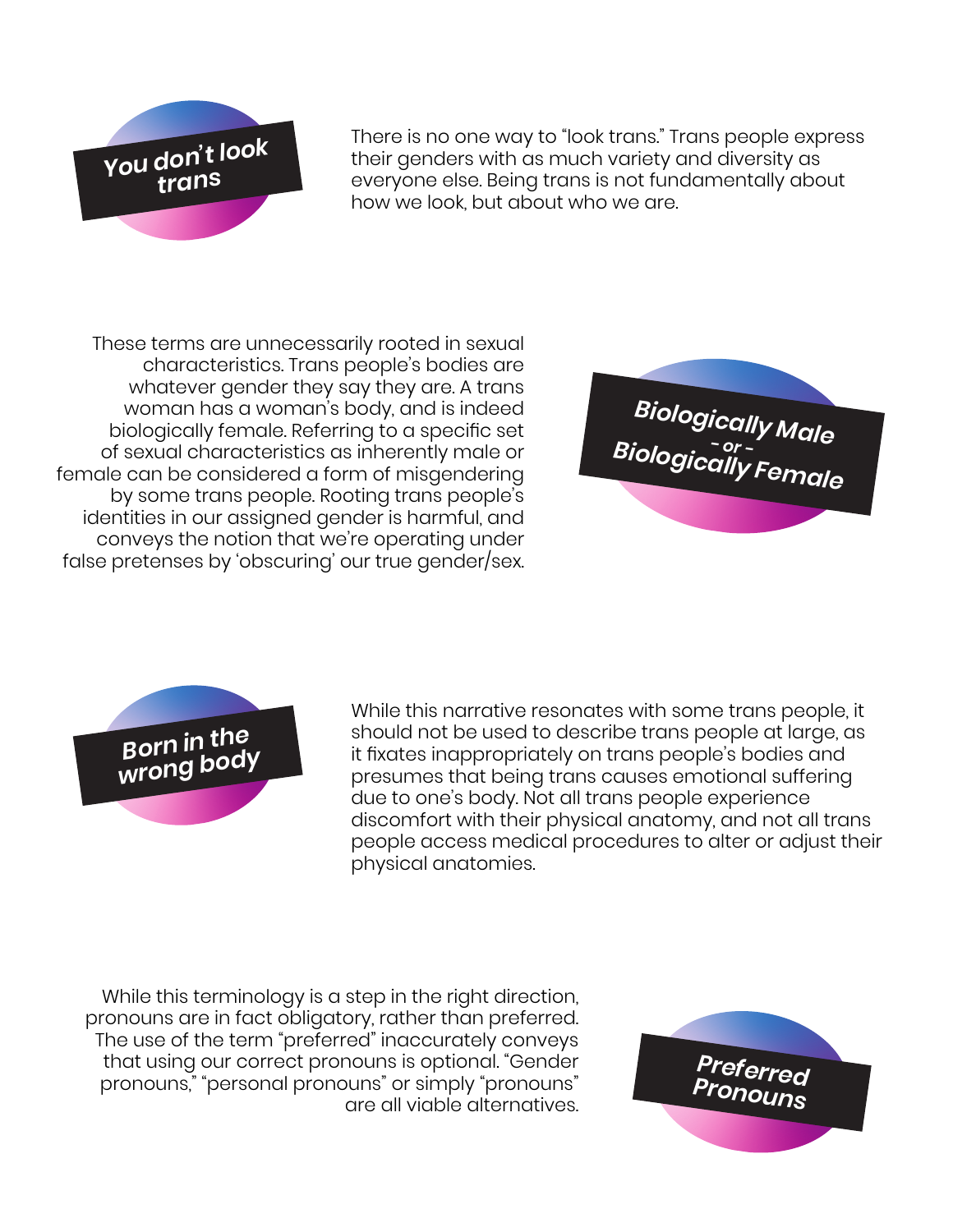## You don't look trans

There is no one way to "look trans." Trans people express their genders with as much variety and diversity as everyone else. Being trans is not fundamentally about how we look, but about who we are.

## Biologically Male - or - Biologically Female

These terms are unnecessarily rooted in sexual characteristics. Trans people's bodies are whatever gender they say they are. A trans woman has a woman's body, and is indeed biologically female. Referring to a specific set of sexual characteristics as inherently male or female can be considered a form of misgendering by some trans people. Rooting trans people's identities in our assigned gender is harmful, and conveys the notion that we're operating under false pretenses by 'obscuring' our true gender/sex.

## Born in the wrong body

While this narrative resonates with some trans people, it should not be used to describe trans people at large, as it fixates inappropriately on trans people's bodies and presumes that being trans causes emotional suffering due to one's body. Not all trans people experience discomfort with their physical anatomy, and not all trans people access medical procedures to alter or adjust their physical anatomies.

## Preferred Pronouns

While this terminology is a step in the right direction, pronouns are in fact obligatory, rather than preferred. The use of the term "preferred" inaccurately conveys that using our correct pronouns is optional. "Gender pronouns," "personal pronouns" or simply "pronouns" are all viable alternatives.